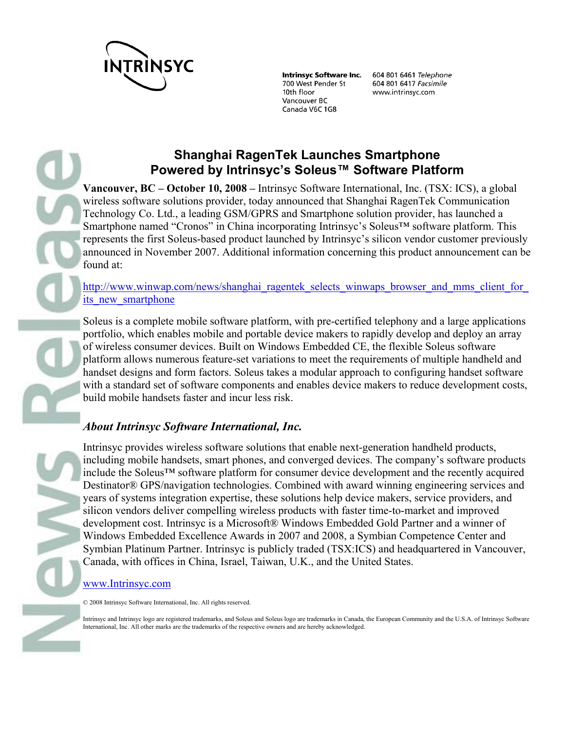INTRINSYC

**Intrinsyc Software Inc.**
700 West Pender St
10th floor
Vancouver BC
Canada V6C 1G8

604 801 6461 *Telephone*
604 801 6417 *Facsimile*
www.intrinsyc.com

# Shanghai RagenTek Launches Smartphone Powered by Intrinsyc's Soleus™ Software Platform

**Vancouver, BC – October 10, 2008 –** Intrinsyc Software International, Inc. (TSX: ICS), a global wireless software solutions provider, today announced that Shanghai RagenTek Communication Technology Co. Ltd., a leading GSM/GPRS and Smartphone solution provider, has launched a Smartphone named "Cronos" in China incorporating Intrinsyc's Soleus™ software platform. This represents the first Soleus-based product launched by Intrinsyc's silicon vendor customer previously announced in November 2007. Additional information concerning this product announcement can be found at:

http://www.winwap.com/news/shanghai_ragentek_selects_winwaps_browser_and_mms_client_for_its_new_smartphone

Soleus is a complete mobile software platform, with pre-certified telephony and a large applications portfolio, which enables mobile and portable device makers to rapidly develop and deploy an array of wireless consumer devices. Built on Windows Embedded CE, the flexible Soleus software platform allows numerous feature-set variations to meet the requirements of multiple handheld and handset designs and form factors. Soleus takes a modular approach to configuring handset software with a standard set of software components and enables device makers to reduce development costs, build mobile handsets faster and incur less risk.

## *About Intrinsyc Software International, Inc.*

Intrinsyc provides wireless software solutions that enable next-generation handheld products, including mobile handsets, smart phones, and converged devices. The company's software products include the Soleus™ software platform for consumer device development and the recently acquired Destinator® GPS/navigation technologies. Combined with award winning engineering services and years of systems integration expertise, these solutions help device makers, service providers, and silicon vendors deliver compelling wireless products with faster time-to-market and improved development cost. Intrinsyc is a Microsoft® Windows Embedded Gold Partner and a winner of Windows Embedded Excellence Awards in 2007 and 2008, a Symbian Competence Center and Symbian Platinum Partner. Intrinsyc is publicly traded (TSX:ICS) and headquartered in Vancouver, Canada, with offices in China, Israel, Taiwan, U.K., and the United States.

www.Intrinsyc.com

© 2008 Intrinsyc Software International, Inc. All rights reserved.

Intrinsyc and Intrinsyc logo are registered trademarks, and Soleus and Soleus logo are trademarks in Canada, the European Community and the U.S.A. of Intrinsyc Software International, Inc. All other marks are the trademarks of the respective owners and are hereby acknowledged.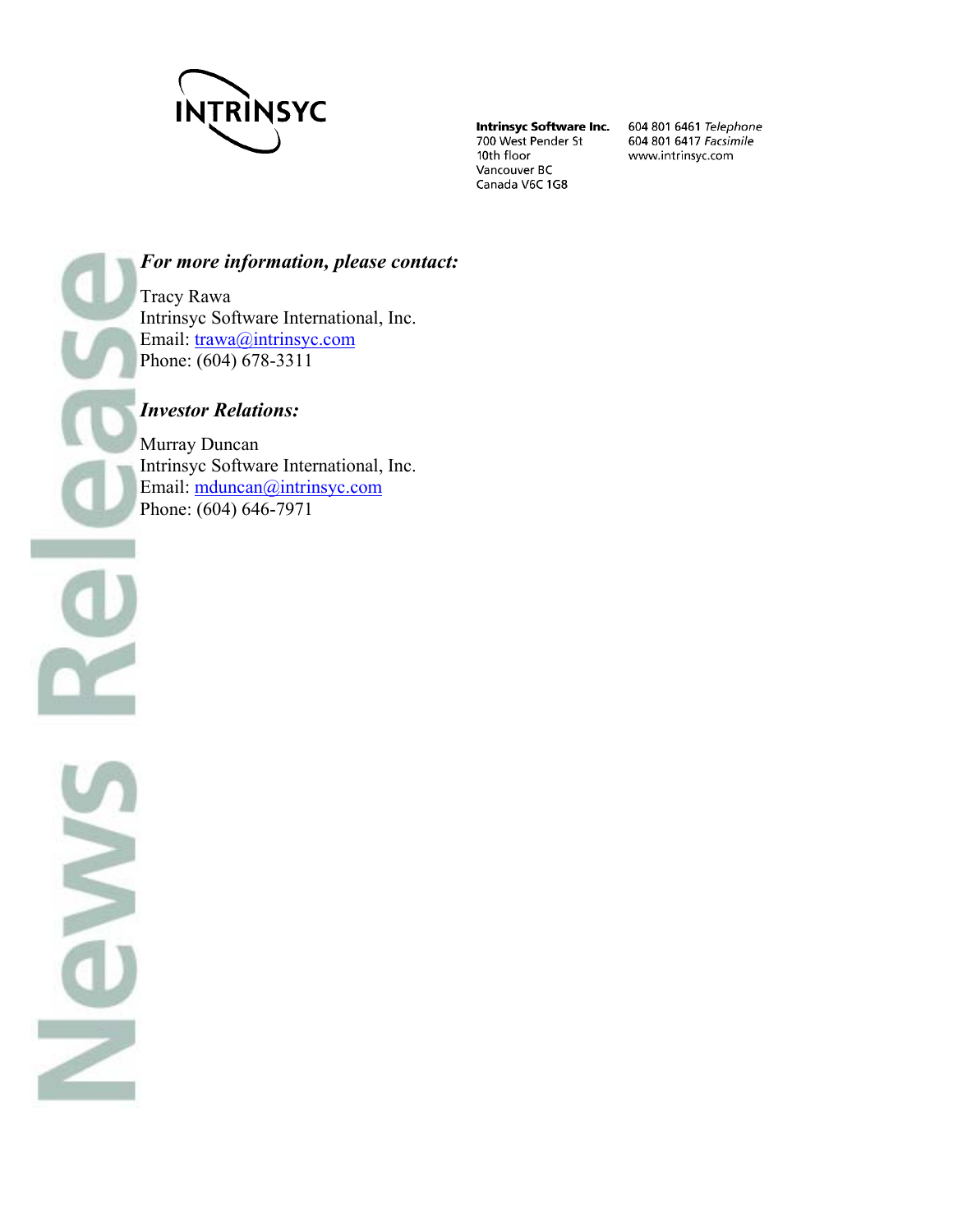INTRINSYC

**Intrinsyc Software Inc.**
700 West Pender St
10th floor
Vancouver BC
Canada V6C 1G8

604 801 6461 *Telephone*
604 801 6417 *Facsimile*
www.intrinsyc.com

***For more information, please contact:***

Tracy Rawa
Intrinsyc Software International, Inc.
Email: trawa@intrinsyc.com
Phone: (604) 678-3311

***Investor Relations:***

Murray Duncan
Intrinsyc Software International, Inc.
Email: mduncan@intrinsyc.com
Phone: (604) 646-7971